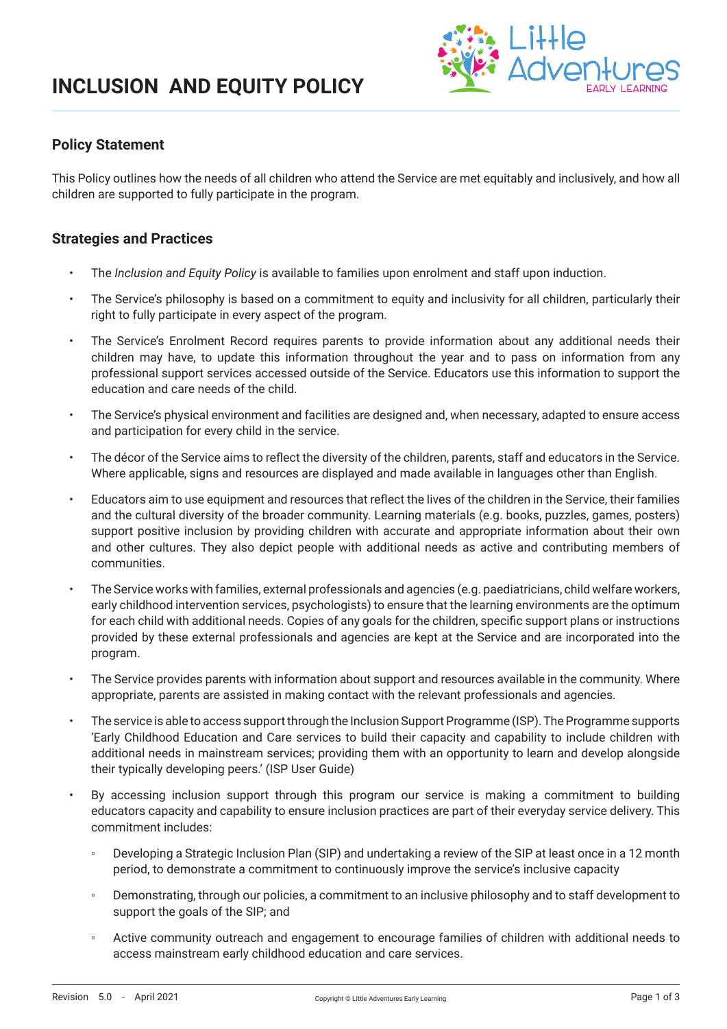# INCLUSION AND EQUITY POLICY

## Policy Statement

This Policy outlines how the needs of all children who attend the Service are met equitably and inclusively, and how all children are supported to fully participate in the program.

## Strategies and Practices

- The *Inclusion and Equity Policy* is available to families upon enrolment and staff upon induction.
- The Service's philosophy is based on a commitment to equity and inclusivity for all children, particularly their right to fully participate in every aspect of the program.
- The Service's Enrolment Record requires parents to provide information about any additional needs their children may have, to update this information throughout the year and to pass on information from any professional support services accessed outside of the Service. Educators use this information to support the education and care needs of the child.
- The Service's physical environment and facilities are designed and, when necessary, adapted to ensure access and participation for every child in the service.
- The décor of the Service aims to reflect the diversity of the children, parents, staff and educators in the Service. Where applicable, signs and resources are displayed and made available in languages other than English.
- Educators aim to use equipment and resources that reflect the lives of the children in the Service, their families and the cultural diversity of the broader community. Learning materials (e.g. books, puzzles, games, posters) support positive inclusion by providing children with accurate and appropriate information about their own and other cultures. They also depict people with additional needs as active and contributing members of communities.
- The Service works with families, external professionals and agencies (e.g. paediatricians, child welfare workers, early childhood intervention services, psychologists) to ensure that the learning environments are the optimum for each child with additional needs. Copies of any goals for the children, specific support plans or instructions provided by these external professionals and agencies are kept at the Service and are incorporated into the program.
- The Service provides parents with information about support and resources available in the community. Where appropriate, parents are assisted in making contact with the relevant professionals and agencies.
- The service is able to access support through the Inclusion Support Programme (ISP). The Programme supports 'Early Childhood Education and Care services to build their capacity and capability to include children with additional needs in mainstream services; providing them with an opportunity to learn and develop alongside their typically developing peers.' (ISP User Guide)
- By accessing inclusion support through this program our service is making a commitment to building educators capacity and capability to ensure inclusion practices are part of their everyday service delivery. This commitment includes:
  - Developing a Strategic Inclusion Plan (SIP) and undertaking a review of the SIP at least once in a 12 month period, to demonstrate a commitment to continuously improve the service's inclusive capacity
  - Demonstrating, through our policies, a commitment to an inclusive philosophy and to staff development to support the goals of the SIP; and
  - Active community outreach and engagement to encourage families of children with additional needs to access mainstream early childhood education and care services.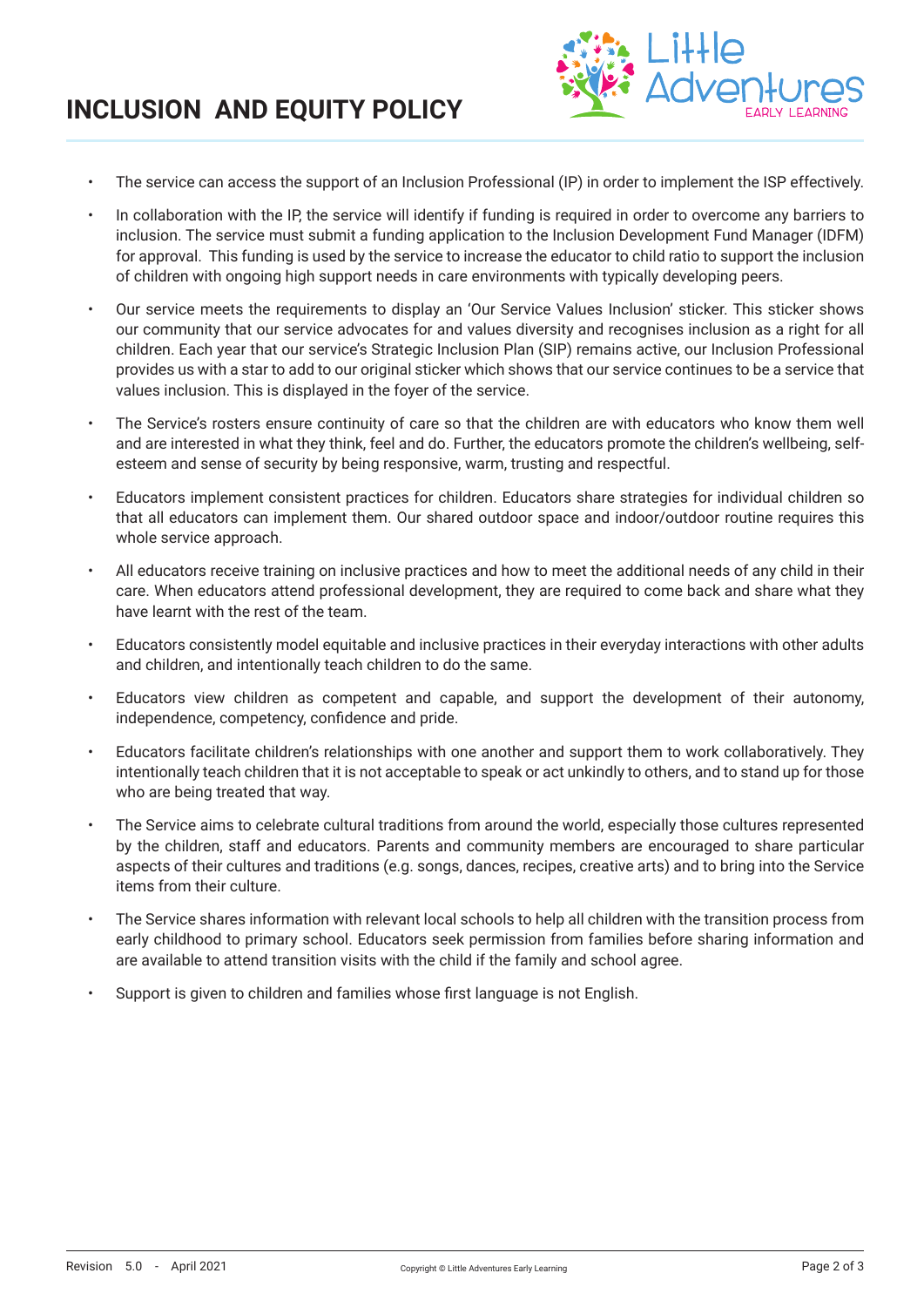# INCLUSION AND EQUITY POLICY

- The service can access the support of an Inclusion Professional (IP) in order to implement the ISP effectively.
- In collaboration with the IP, the service will identify if funding is required in order to overcome any barriers to inclusion. The service must submit a funding application to the Inclusion Development Fund Manager (IDFM) for approval. This funding is used by the service to increase the educator to child ratio to support the inclusion of children with ongoing high support needs in care environments with typically developing peers.
- Our service meets the requirements to display an 'Our Service Values Inclusion' sticker. This sticker shows our community that our service advocates for and values diversity and recognises inclusion as a right for all children. Each year that our service's Strategic Inclusion Plan (SIP) remains active, our Inclusion Professional provides us with a star to add to our original sticker which shows that our service continues to be a service that values inclusion. This is displayed in the foyer of the service.
- The Service's rosters ensure continuity of care so that the children are with educators who know them well and are interested in what they think, feel and do. Further, the educators promote the children's wellbeing, self-esteem and sense of security by being responsive, warm, trusting and respectful.
- Educators implement consistent practices for children. Educators share strategies for individual children so that all educators can implement them. Our shared outdoor space and indoor/outdoor routine requires this whole service approach.
- All educators receive training on inclusive practices and how to meet the additional needs of any child in their care. When educators attend professional development, they are required to come back and share what they have learnt with the rest of the team.
- Educators consistently model equitable and inclusive practices in their everyday interactions with other adults and children, and intentionally teach children to do the same.
- Educators view children as competent and capable, and support the development of their autonomy, independence, competency, confidence and pride.
- Educators facilitate children's relationships with one another and support them to work collaboratively. They intentionally teach children that it is not acceptable to speak or act unkindly to others, and to stand up for those who are being treated that way.
- The Service aims to celebrate cultural traditions from around the world, especially those cultures represented by the children, staff and educators. Parents and community members are encouraged to share particular aspects of their cultures and traditions (e.g. songs, dances, recipes, creative arts) and to bring into the Service items from their culture.
- The Service shares information with relevant local schools to help all children with the transition process from early childhood to primary school. Educators seek permission from families before sharing information and are available to attend transition visits with the child if the family and school agree.
- Support is given to children and families whose first language is not English.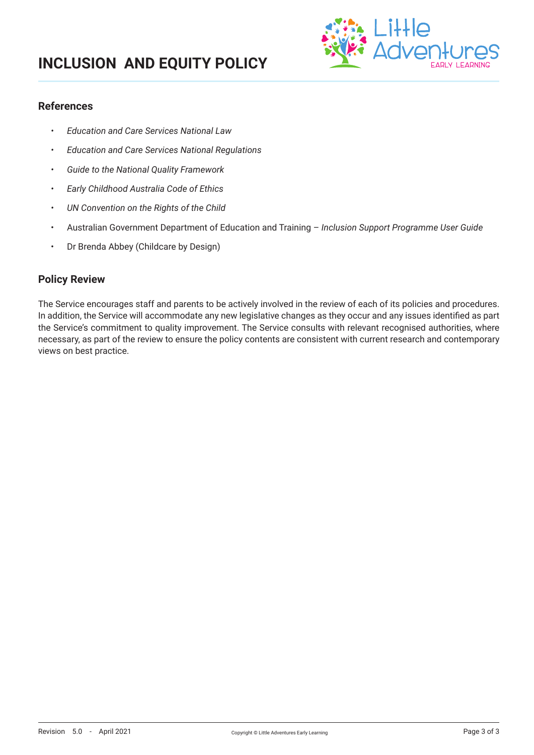## References

- *Education and Care Services National Law*
- *Education and Care Services National Regulations*
- *Guide to the National Quality Framework*
- *Early Childhood Australia Code of Ethics*
- *UN Convention on the Rights of the Child*
- Australian Government Department of Education and Training – *Inclusion Support Programme User Guide*
- Dr Brenda Abbey (Childcare by Design)

## Policy Review

The Service encourages staff and parents to be actively involved in the review of each of its policies and procedures. In addition, the Service will accommodate any new legislative changes as they occur and any issues identified as part the Service's commitment to quality improvement. The Service consults with relevant recognised authorities, where necessary, as part of the review to ensure the policy contents are consistent with current research and contemporary views on best practice.